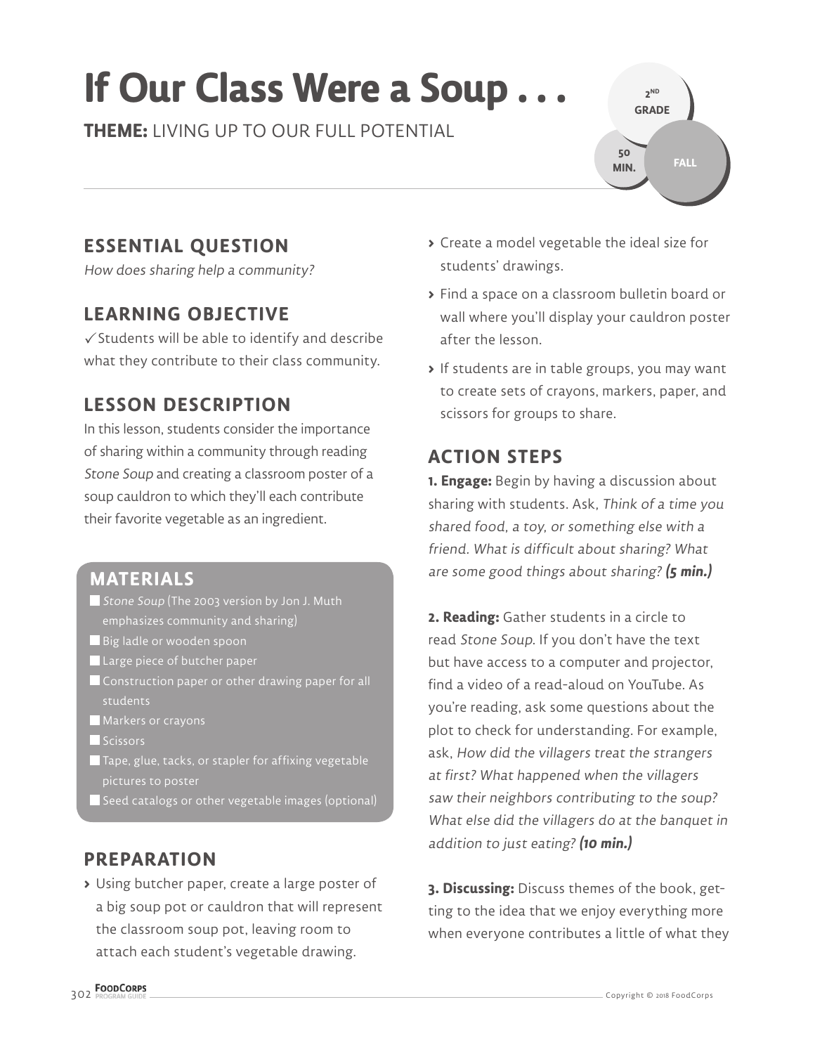# If Our Class Were a Soup . . .

**THEME:** LIVING UP TO OUR FULL POTENTIAL

2ND GRADE

50 MIN.

FALL

## ESSENTIAL QUESTION

*How does sharing help a community?*

## LEARNING OBJECTIVE

✓ Students will be able to identify and describe what they contribute to their class community.

## LESSON DESCRIPTION

In this lesson, students consider the importance of sharing within a community through reading *Stone Soup* and creating a classroom poster of a soup cauldron to which they'll each contribute their favorite vegetable as an ingredient.

## MATERIALS

- *Stone Soup* (The 2003 version by Jon J. Muth emphasizes community and sharing)
- Big ladle or wooden spoon
- Large piece of butcher paper
- Construction paper or other drawing paper for all students
- Markers or crayons
- Scissors
- Tape, glue, tacks, or stapler for affixing vegetable pictures to poster
- Seed catalogs or other vegetable images (optional)

## PREPARATION

- Using butcher paper, create a large poster of a big soup pot or cauldron that will represent the classroom soup pot, leaving room to attach each student's vegetable drawing.
- Create a model vegetable the ideal size for students' drawings.
- Find a space on a classroom bulletin board or wall where you'll display your cauldron poster after the lesson.
- If students are in table groups, you may want to create sets of crayons, markers, paper, and scissors for groups to share.

## ACTION STEPS

**1. Engage:** Begin by having a discussion about sharing with students. Ask, *Think of a time you shared food, a toy, or something else with a friend. What is difficult about sharing? What are some good things about sharing?* ***(5 min.)***

**2. Reading:** Gather students in a circle to read *Stone Soup*. If you don't have the text but have access to a computer and projector, find a video of a read-aloud on YouTube. As you're reading, ask some questions about the plot to check for understanding. For example, ask, *How did the villagers treat the strangers at first? What happened when the villagers saw their neighbors contributing to the soup? What else did the villagers do at the banquet in addition to just eating?* ***(10 min.)***

**3. Discussing:** Discuss themes of the book, getting to the idea that we enjoy everything more when everyone contributes a little of what they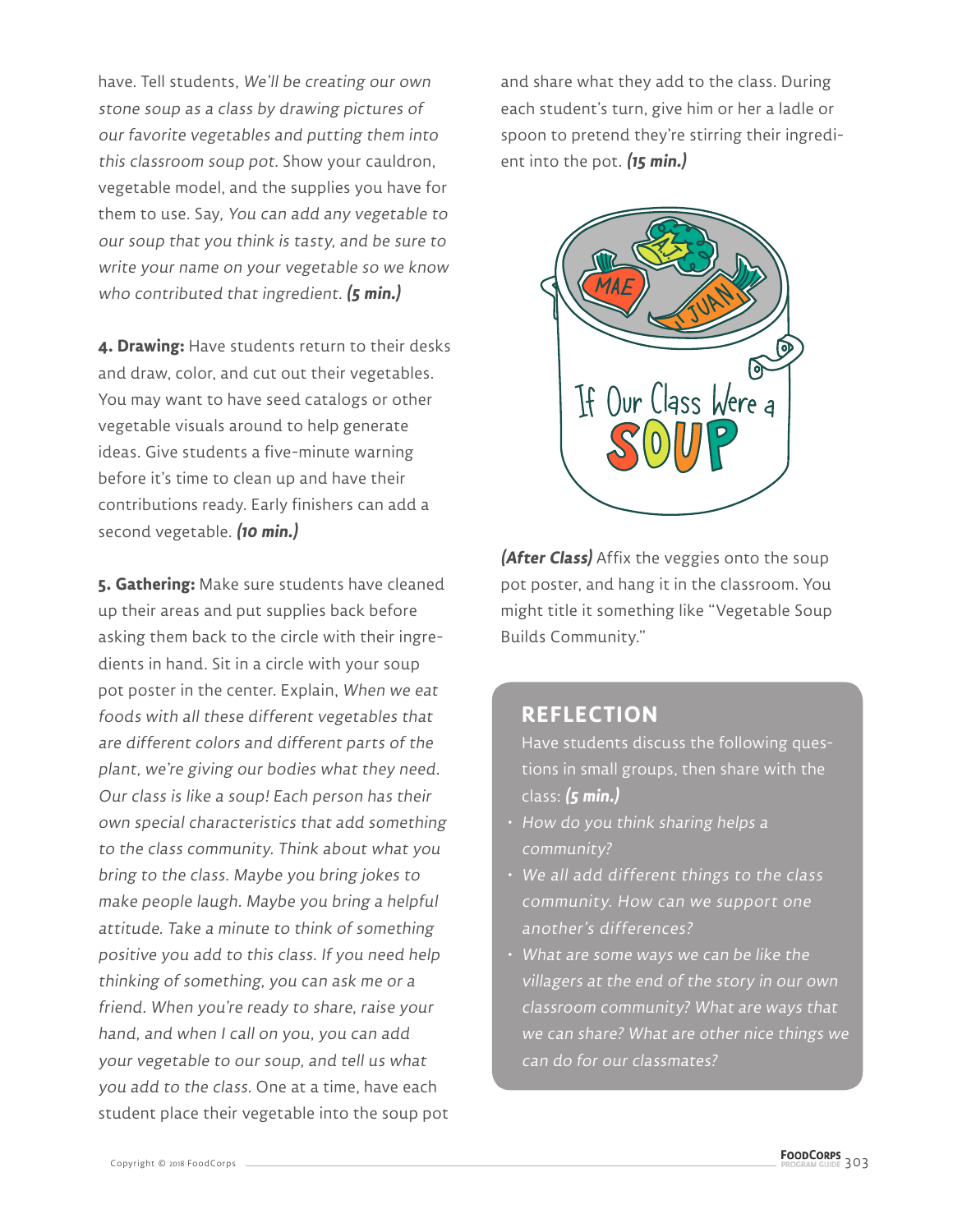have. Tell students, *We'll be creating our own stone soup as a class by drawing pictures of our favorite vegetables and putting them into this classroom soup pot.* Show your cauldron, vegetable model, and the supplies you have for them to use. Say, *You can add any vegetable to our soup that you think is tasty, and be sure to write your name on your vegetable so we know who contributed that ingredient.* ***(5 min.)***

**4. Drawing:** Have students return to their desks and draw, color, and cut out their vegetables. You may want to have seed catalogs or other vegetable visuals around to help generate ideas. Give students a five-minute warning before it's time to clean up and have their contributions ready. Early finishers can add a second vegetable. ***(10 min.)***

**5. Gathering:** Make sure students have cleaned up their areas and put supplies back before asking them back to the circle with their ingredients in hand. Sit in a circle with your soup pot poster in the center. Explain, *When we eat foods with all these different vegetables that are different colors and different parts of the plant, we're giving our bodies what they need. Our class is like a soup! Each person has their own special characteristics that add something to the class community. Think about what you bring to the class. Maybe you bring jokes to make people laugh. Maybe you bring a helpful attitude. Take a minute to think of something positive you add to this class. If you need help thinking of something, you can ask me or a friend. When you're ready to share, raise your hand, and when I call on you, you can add your vegetable to our soup, and tell us what you add to the class.* One at a time, have each student place their vegetable into the soup pot and share what they add to the class. During each student's turn, give him or her a ladle or spoon to pretend they're stirring their ingredient into the pot. ***(15 min.)***

***(After Class)*** Affix the veggies onto the soup pot poster, and hang it in the classroom. You might title it something like "Vegetable Soup Builds Community."

## REFLECTION

Have students discuss the following questions in small groups, then share with the class: ***(5 min.)***

- *How do you think sharing helps a community?*
- *We all add different things to the class community. How can we support one another's differences?*
- *What are some ways we can be like the villagers at the end of the story in our own classroom community? What are ways that we can share? What are other nice things we can do for our classmates?*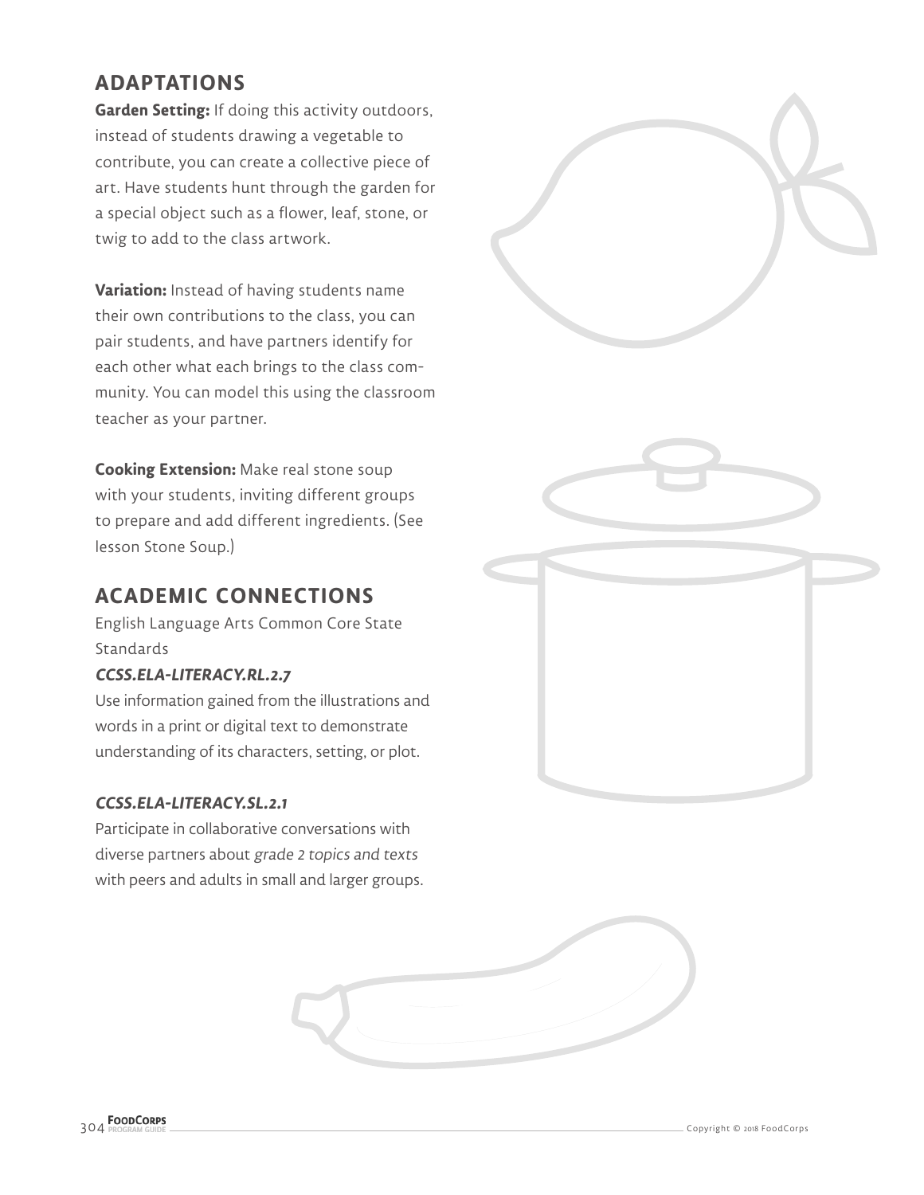## ADAPTATIONS

**Garden Setting:** If doing this activity outdoors, instead of students drawing a vegetable to contribute, you can create a collective piece of art. Have students hunt through the garden for a special object such as a flower, leaf, stone, or twig to add to the class artwork.

**Variation:** Instead of having students name their own contributions to the class, you can pair students, and have partners identify for each other what each brings to the class community. You can model this using the classroom teacher as your partner.

**Cooking Extension:** Make real stone soup with your students, inviting different groups to prepare and add different ingredients. (See lesson Stone Soup.)

## ACADEMIC CONNECTIONS

English Language Arts Common Core State Standards

***CCSS.ELA-LITERACY.RL.2.7***

Use information gained from the illustrations and words in a print or digital text to demonstrate understanding of its characters, setting, or plot.

***CCSS.ELA-LITERACY.SL.2.1***

Participate in collaborative conversations with diverse partners about *grade 2 topics and texts* with peers and adults in small and larger groups.